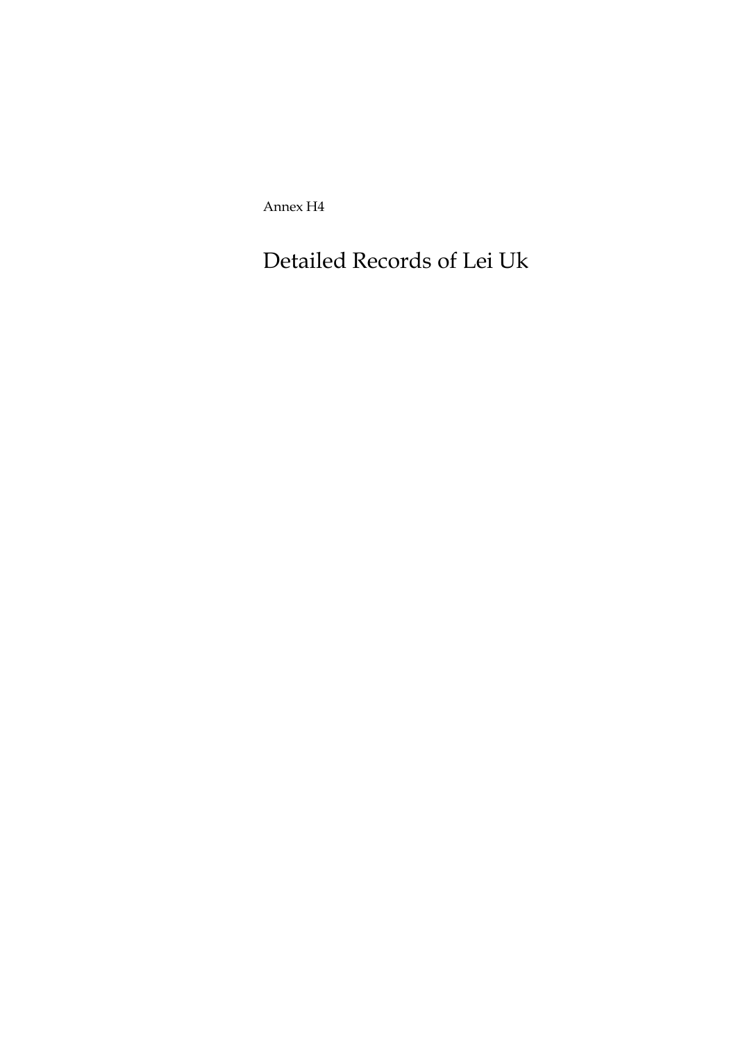Annex H4

# Detailed Records of Lei Uk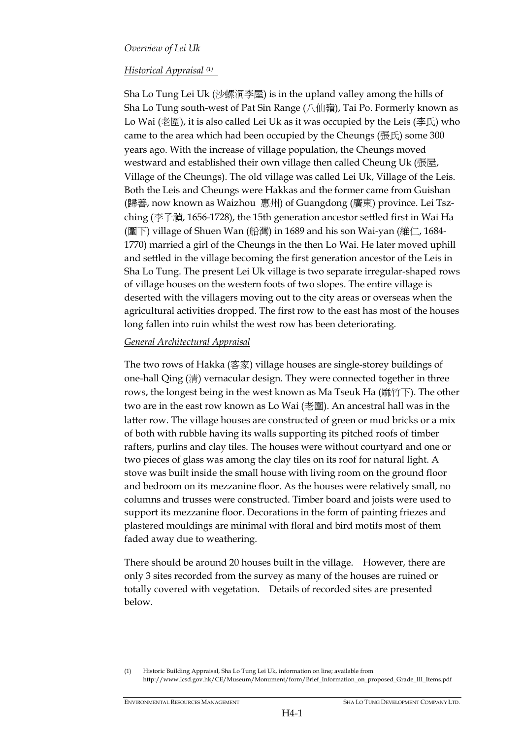*Overview of Lei Uk*

*Historical Appraisal* [(1)]

Sha Lo Tung Lei Uk (沙螺洞李屋) is in the upland valley among the hills of Sha Lo Tung south-west of Pat Sin Range (八仙嶺), Tai Po. Formerly known as Lo Wai (老圍), it is also called Lei Uk as it was occupied by the Leis (李氏) who came to the area which had been occupied by the Cheungs (張氏) some 300 years ago. With the increase of village population, the Cheungs moved westward and established their own village then called Cheung Uk (張屋, Village of the Cheungs). The old village was called Lei Uk, Village of the Leis. Both the Leis and Cheungs were Hakkas and the former came from Guishan (歸善, now known as Waizhou 惠州) of Guangdong (廣東) province. Lei Tsz-ching (李子禎, 1656-1728), the 15th generation ancestor settled first in Wai Ha (圍下) village of Shuen Wan (船灣) in 1689 and his son Wai-yan (維仁, 1684-1770) married a girl of the Cheungs in the then Lo Wai. He later moved uphill and settled in the village becoming the first generation ancestor of the Leis in Sha Lo Tung. The present Lei Uk village is two separate irregular-shaped rows of village houses on the western foots of two slopes. The entire village is deserted with the villagers moving out to the city areas or overseas when the agricultural activities dropped. The first row to the east has most of the houses long fallen into ruin whilst the west row has been deteriorating.

*General Architectural Appraisal*

The two rows of Hakka (客家) village houses are single-storey buildings of one-hall Qing (清) vernacular design. They were connected together in three rows, the longest being in the west known as Ma Tseuk Ha (麻竹下). The other two are in the east row known as Lo Wai (老圍). An ancestral hall was in the latter row. The village houses are constructed of green or mud bricks or a mix of both with rubble having its walls supporting its pitched roofs of timber rafters, purlins and clay tiles. The houses were without courtyard and one or two pieces of glass was among the clay tiles on its roof for natural light. A stove was built inside the small house with living room on the ground floor and bedroom on its mezzanine floor. As the houses were relatively small, no columns and trusses were constructed. Timber board and joists were used to support its mezzanine floor. Decorations in the form of painting friezes and plastered mouldings are minimal with floral and bird motifs most of them faded away due to weathering.

There should be around 20 houses built in the village. However, there are only 3 sites recorded from the survey as many of the houses are ruined or totally covered with vegetation. Details of recorded sites are presented below.

(1) Historic Building Appraisal, Sha Lo Tung Lei Uk, information on line; available from http://www.lcsd.gov.hk/CE/Museum/Monument/form/Brief_Information_on_proposed_Grade_III_Items.pdf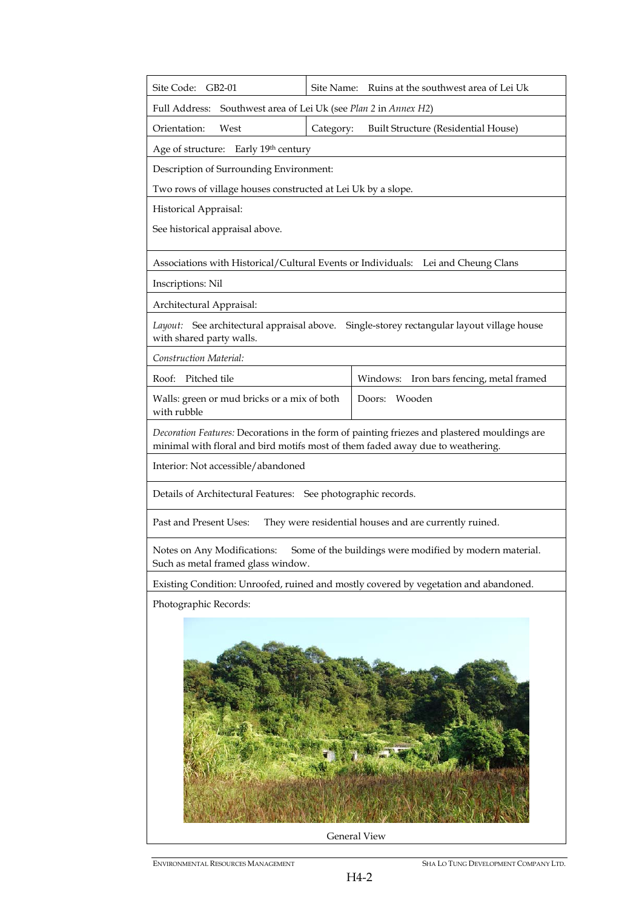| Site Code: GB2-01 | Site Name: Ruins at the southwest area of Lei Uk |
|---|---|
| Full Address: Southwest area of Lei Uk (see *Plan 2* in *Annex H2*) | |
| Orientation: West | Category: Built Structure (Residential House) |
| Age of structure: Early 19th century | |
| Description of Surrounding Environment: | |
| Two rows of village houses constructed at Lei Uk by a slope. | |
| Historical Appraisal: | |
| See historical appraisal above. | |
| Associations with Historical/Cultural Events or Individuals: Lei and Cheung Clans | |
| Inscriptions: Nil | |
| Architectural Appraisal: | |
| *Layout:* See architectural appraisal above. Single-storey rectangular layout village house with shared party walls. | |
| *Construction Material:* | |
| Roof: Pitched tile | Windows: Iron bars fencing, metal framed |
| Walls: green or mud bricks or a mix of both with rubble | Doors: Wooden |
| *Decoration Features:* Decorations in the form of painting friezes and plastered mouldings are minimal with floral and bird motifs most of them faded away due to weathering. | |
| Interior: Not accessible/abandoned | |
| Details of Architectural Features: See photographic records. | |
| Past and Present Uses: They were residential houses and are currently ruined. | |
| Notes on Any Modifications: Some of the buildings were modified by modern material. Such as metal framed glass window. | |
| Existing Condition: Unroofed, ruined and mostly covered by vegetation and abandoned. | |
| Photographic Records: | |

General View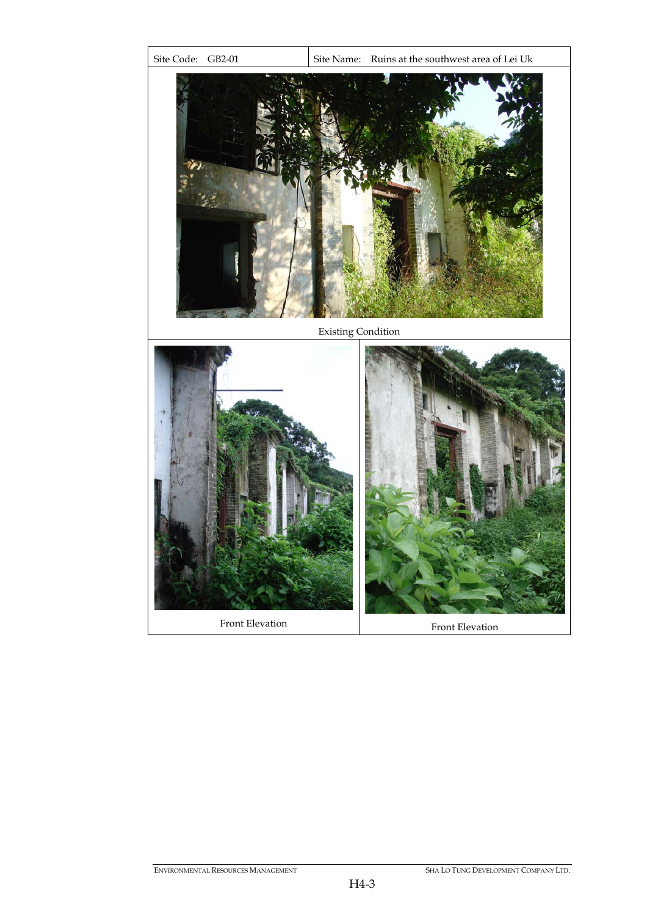| Site Code: GB2-01 | Site Name: Ruins at the southwest area of Lei Uk |
|---|---|

Existing Condition

Front Elevation

Front Elevation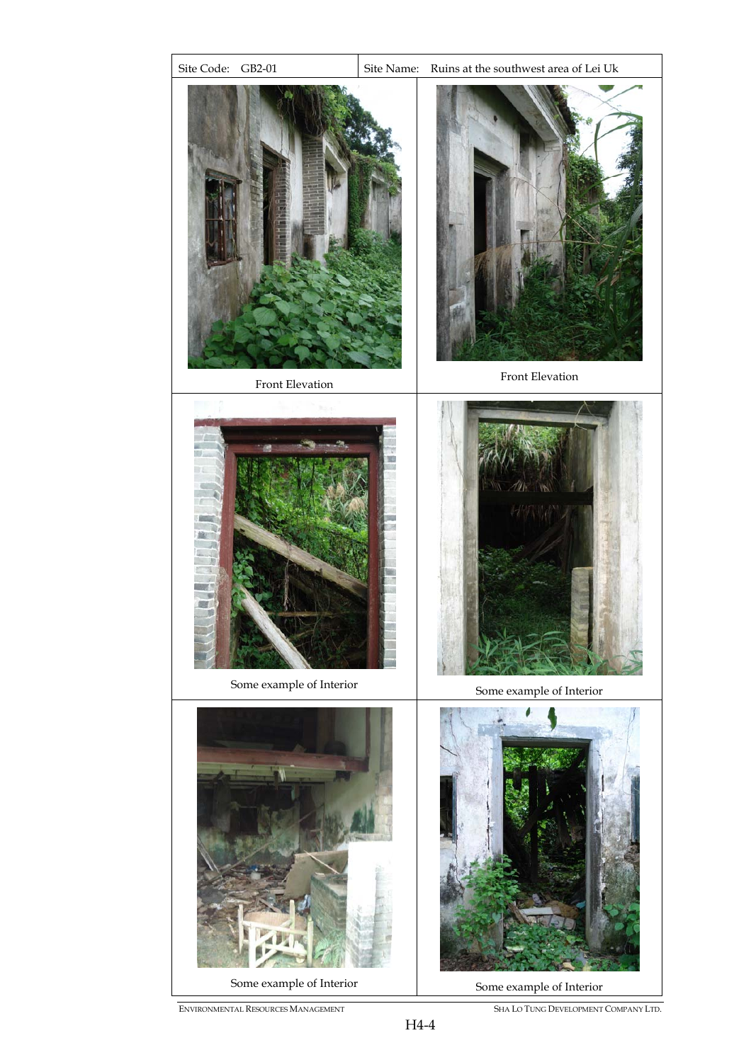| Site Code: GB2-01 | Site Name: Ruins at the southwest area of Lei Uk |
|---|---|
| Front Elevation | Front Elevation |
| Some example of Interior | Some example of Interior |
| Some example of Interior | Some example of Interior |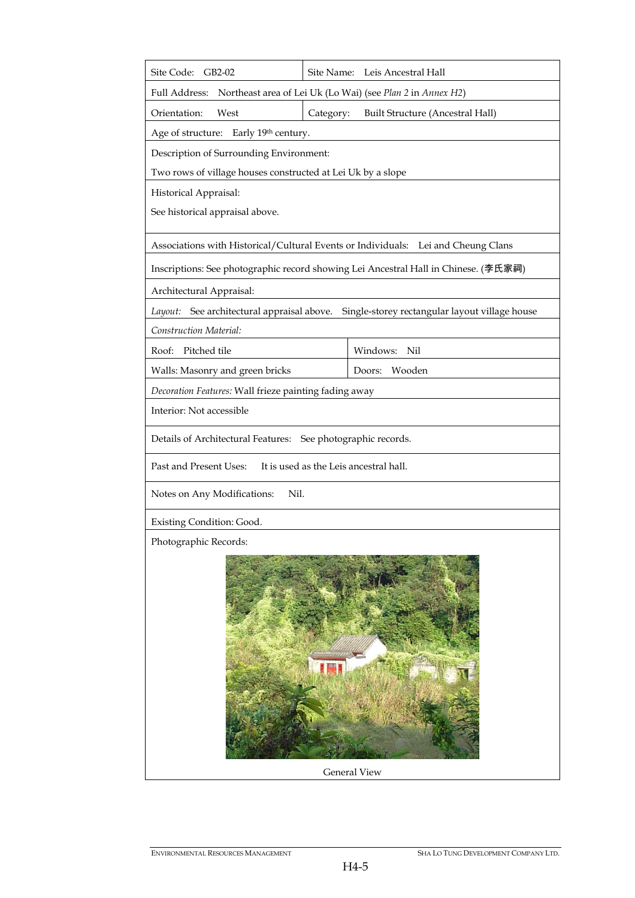| Site Code: GB2-02 | Site Name: Leis Ancestral Hall |
|---|---|
| Full Address: Northeast area of Lei Uk (Lo Wai) (see *Plan 2* in *Annex H2*) | |
| Orientation: West | Category: Built Structure (Ancestral Hall) |
| Age of structure: Early 19th century. | |
| Description of Surrounding Environment: Two rows of village houses constructed at Lei Uk by a slope | |
| Historical Appraisal: See historical appraisal above. | |
| Associations with Historical/Cultural Events or Individuals: Lei and Cheung Clans | |
| Inscriptions: See photographic record showing Lei Ancestral Hall in Chinese. (李氏家祠) | |
| Architectural Appraisal: | |
| *Layout:* See architectural appraisal above. Single-storey rectangular layout village house | |
| *Construction Material:* | |
| Roof: Pitched tile | Windows: Nil |
| Walls: Masonry and green bricks | Doors: Wooden |
| *Decoration Features:* Wall frieze painting fading away | |
| Interior: Not accessible | |
| Details of Architectural Features: See photographic records. | |
| Past and Present Uses: It is used as the Leis ancestral hall. | |
| Notes on Any Modifications: Nil. | |
| Existing Condition: Good. | |
| Photographic Records: | |

General View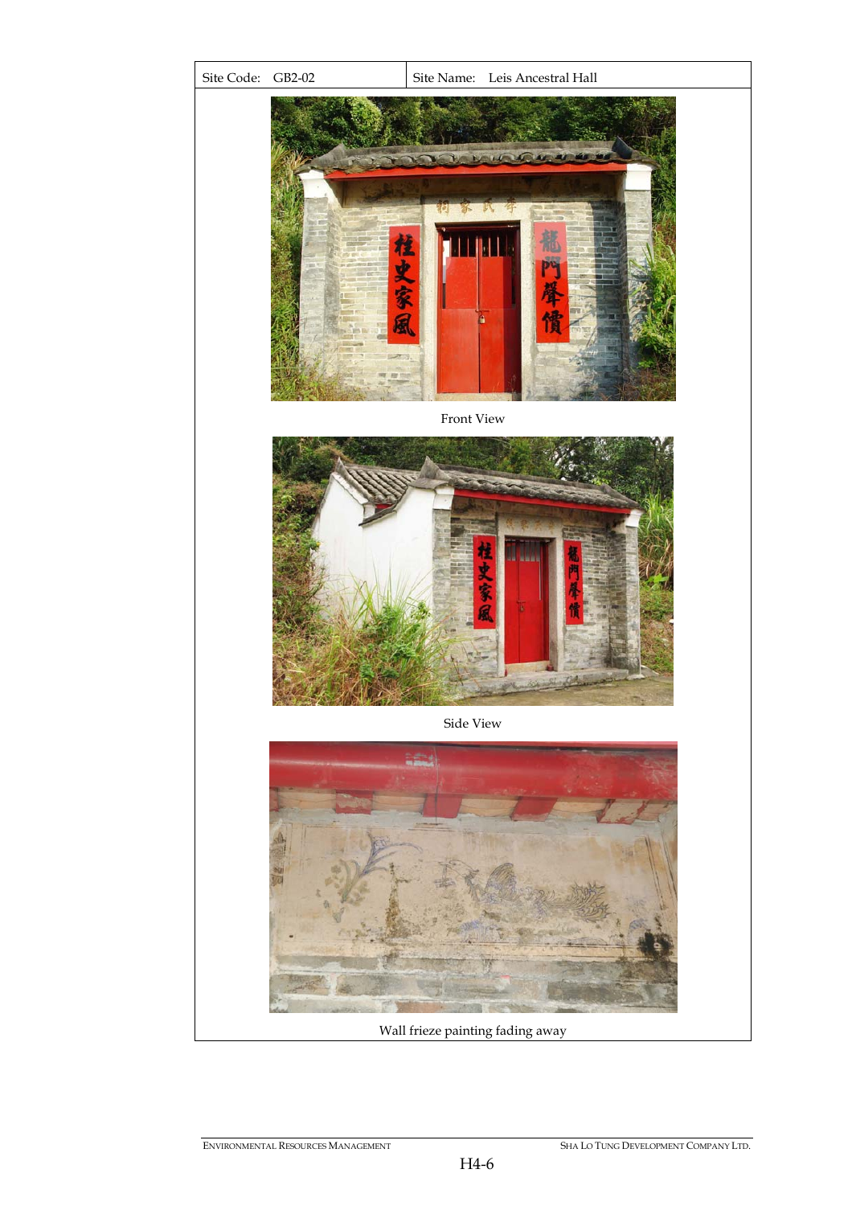| Site Code: GB2-02 | Site Name: Leis Ancestral Hall |
|---|---|

Front View

Side View

Wall frieze painting fading away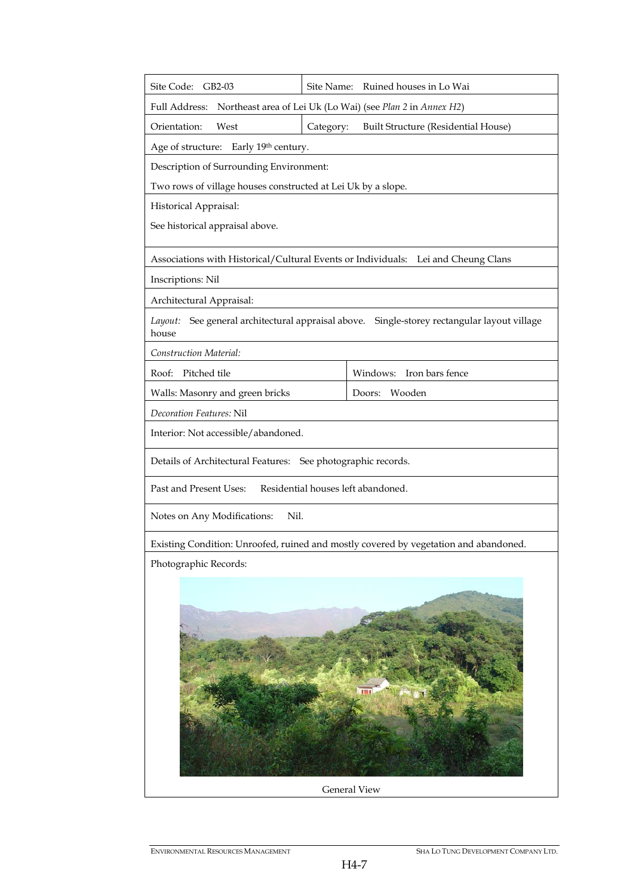| Site Code: GB2-03 | Site Name: Ruined houses in Lo Wai |
|---|---|
| Full Address: Northeast area of Lei Uk (Lo Wai) (see *Plan 2* in *Annex H2*) | |
| Orientation: West | Category: Built Structure (Residential House) |
| Age of structure: Early 19th century. | |
| Description of Surrounding Environment: | |
| Two rows of village houses constructed at Lei Uk by a slope. | |
| Historical Appraisal: | |
| See historical appraisal above. | |
| Associations with Historical/Cultural Events or Individuals: Lei and Cheung Clans | |
| Inscriptions: Nil | |
| Architectural Appraisal: | |
| *Layout:* See general architectural appraisal above. Single-storey rectangular layout village house | |
| *Construction Material:* | |
| Roof: Pitched tile | Windows: Iron bars fence |
| Walls: Masonry and green bricks | Doors: Wooden |
| *Decoration Features:* Nil | |
| Interior: Not accessible/abandoned. | |
| Details of Architectural Features: See photographic records. | |
| Past and Present Uses: Residential houses left abandoned. | |
| Notes on Any Modifications: Nil. | |
| Existing Condition: Unroofed, ruined and mostly covered by vegetation and abandoned. | |
| Photographic Records: | |

General View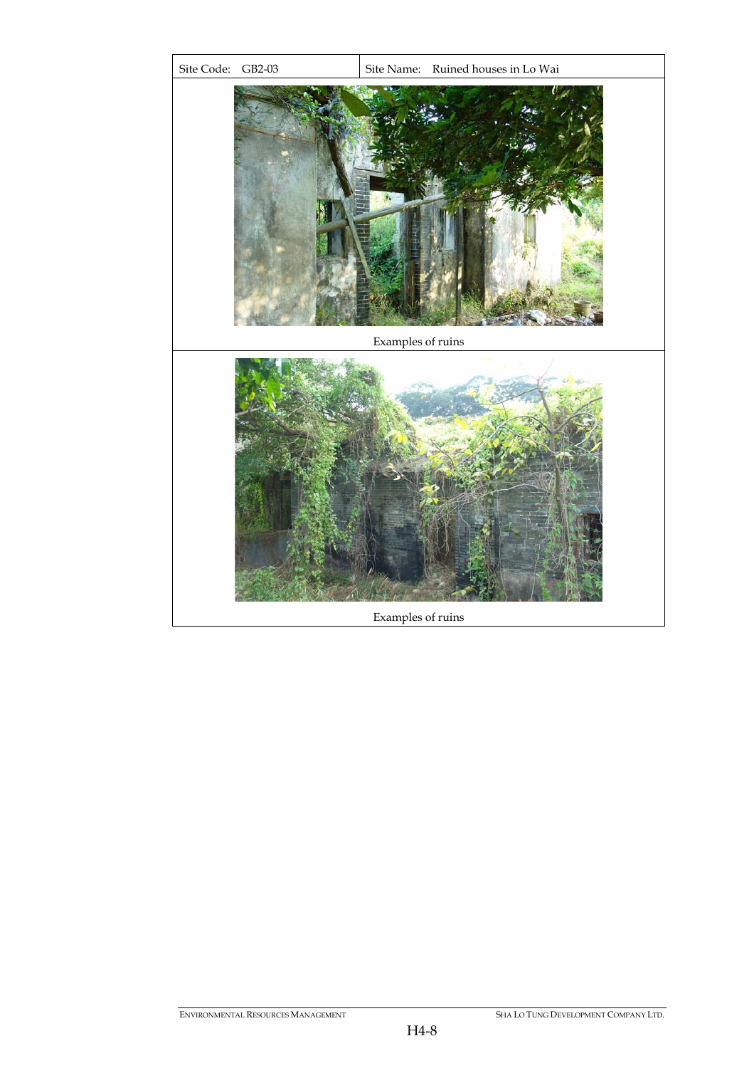| Site Code: GB2-03 | Site Name: Ruined houses in Lo Wai |
| --- | --- |

Examples of ruins

Examples of ruins